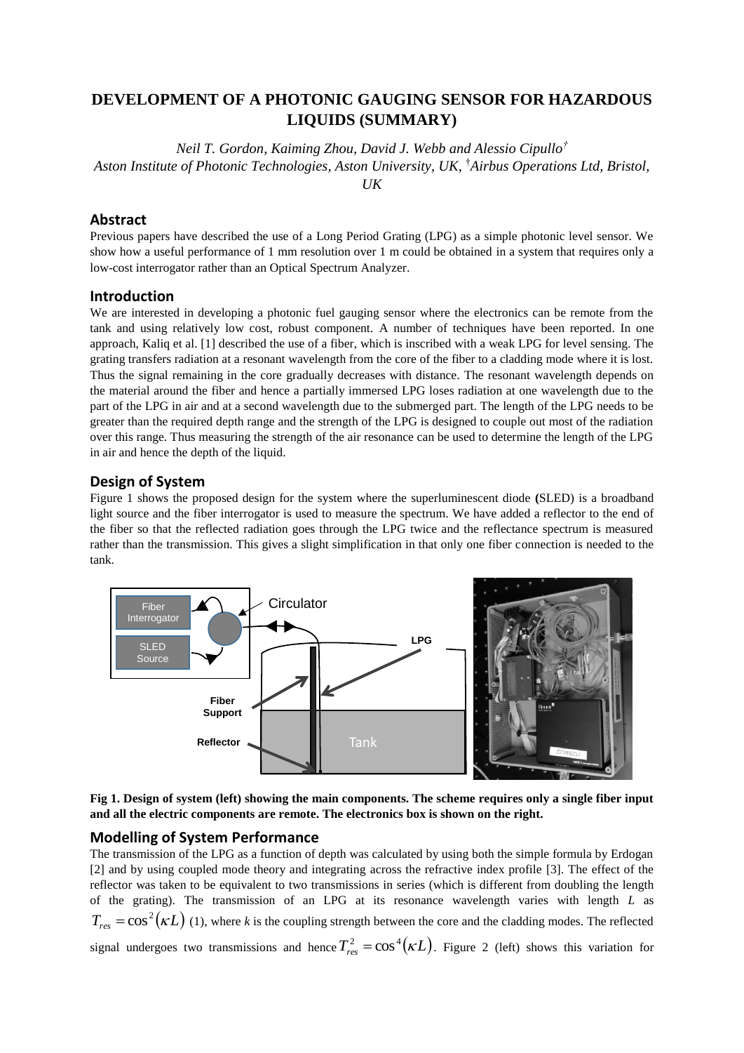# DEVELOPMENT OF A PHOTONIC GAUGING SENSOR FOR HAZARDOUS LIQUIDS (SUMMARY)

*Neil T. Gordon, Kaiming Zhou, David J. Webb and Alessio Cipullo*[†]
*Aston Institute of Photonic Technologies, Aston University, UK,* [†]*Airbus Operations Ltd, Bristol, UK*

## Abstract

Previous papers have described the use of a Long Period Grating (LPG) as a simple photonic level sensor. We show how a useful performance of 1 mm resolution over 1 m could be obtained in a system that requires only a low-cost interrogator rather than an Optical Spectrum Analyzer.

## Introduction

We are interested in developing a photonic fuel gauging sensor where the electronics can be remote from the tank and using relatively low cost, robust component. A number of techniques have been reported. In one approach, Kaliq et al. [1] described the use of a fiber, which is inscribed with a weak LPG for level sensing. The grating transfers radiation at a resonant wavelength from the core of the fiber to a cladding mode where it is lost. Thus the signal remaining in the core gradually decreases with distance. The resonant wavelength depends on the material around the fiber and hence a partially immersed LPG loses radiation at one wavelength due to the part of the LPG in air and at a second wavelength due to the submerged part. The length of the LPG needs to be greater than the required depth range and the strength of the LPG is designed to couple out most of the radiation over this range. Thus measuring the strength of the air resonance can be used to determine the length of the LPG in air and hence the depth of the liquid.

## Design of System

Figure 1 shows the proposed design for the system where the superluminescent diode **(**SLED) is a broadband light source and the fiber interrogator is used to measure the spectrum. We have added a reflector to the end of the fiber so that the reflected radiation goes through the LPG twice and the reflectance spectrum is measured rather than the transmission. This gives a slight simplification in that only one fiber connection is needed to the tank.

**Fig 1. Design of system (left) showing the main components. The scheme requires only a single fiber input and all the electric components are remote. The electronics box is shown on the right.**

## Modelling of System Performance

The transmission of the LPG as a function of depth was calculated by using both the simple formula by Erdogan [2] and by using coupled mode theory and integrating across the refractive index profile [3]. The effect of the reflector was taken to be equivalent to two transmissions in series (which is different from doubling the length of the grating). The transmission of an LPG at its resonance wavelength varies with length $L$ as $T_{res} = \cos^2(\kappa L)$ (1), where *k* is the coupling strength between the core and the cladding modes. The reflected signal undergoes two transmissions and hence $T_{res}^2 = \cos^4(\kappa L)$. Figure 2 (left) shows this variation for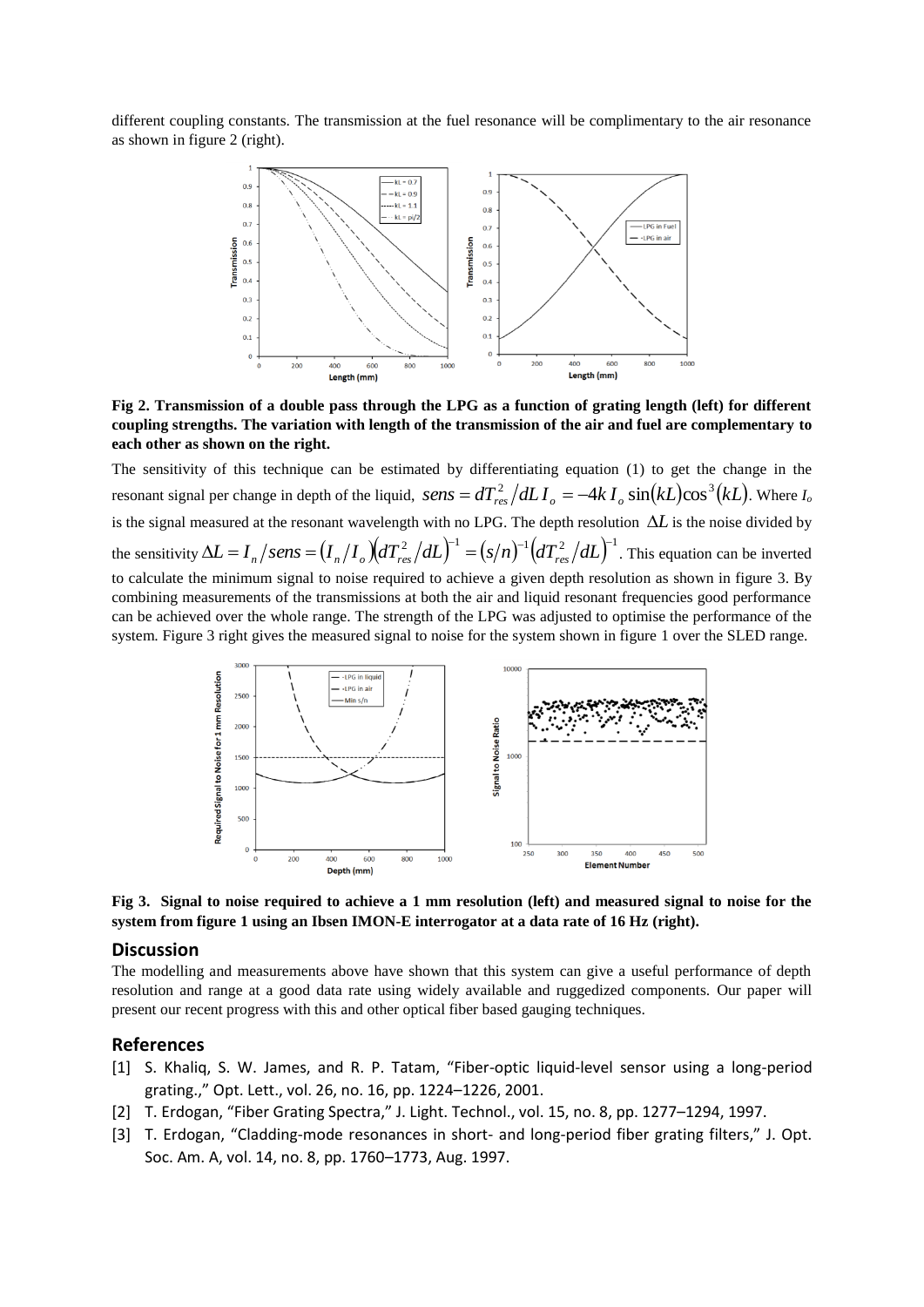different coupling constants. The transmission at the fuel resonance will be complimentary to the air resonance as shown in figure 2 (right).

1
0.9
0.8
0.7
0.6
0.5
0.4
0.3
0.2
0.1
0
Transmission
0 200 400 600 800 1000
Length (mm)
kL = 0.7
kL = 0.9
kL = 1.1
kL = pi/2

1
0.9
0.8
0.7
0.6
0.5
0.4
0.3
0.2
0.1
0
Transmission
0 200 400 600 800 1000
Length (mm)
LPG in Fuel
LPG in air

**Fig 2. Transmission of a double pass through the LPG as a function of grating length (left) for different coupling strengths. The variation with length of the transmission of the air and fuel are complementary to each other as shown on the right.**

The sensitivity of this technique can be estimated by differentiating equation (1) to get the change in the resonant signal per change in depth of the liquid, $sens = dT_{res}^2/dL\,I_o = -4k\,I_o \sin(kL)\cos^3(kL)$. Where $I_o$ is the signal measured at the resonant wavelength with no LPG. The depth resolution $\Delta L$ is the noise divided by the sensitivity $\Delta L = I_n/sens = (I_n/I_o)(dT_{res}^2/dL)^{-1} = (s/n)^{-1}(dT_{res}^2/dL)^{-1}$. This equation can be inverted to calculate the minimum signal to noise required to achieve a given depth resolution as shown in figure 3. By combining measurements of the transmissions at both the air and liquid resonant frequencies good performance can be achieved over the whole range. The strength of the LPG was adjusted to optimise the performance of the system. Figure 3 right gives the measured signal to noise for the system shown in figure 1 over the SLED range.

3000
2500
2000
1500
1000
500
0
Required Signal to Noise for 1 mm Resolution
0 200 400 600 800 1000
Depth (mm)
LPG in liquid
LPG in air
Min s/n

10000
1000
100
Signal to Noise Ratio
250 300 350 400 450 500
Element Number

**Fig 3. Signal to noise required to achieve a 1 mm resolution (left) and measured signal to noise for the system from figure 1 using an Ibsen IMON-E interrogator at a data rate of 16 Hz (right).**

## Discussion

The modelling and measurements above have shown that this system can give a useful performance of depth resolution and range at a good data rate using widely available and ruggedized components. Our paper will present our recent progress with this and other optical fiber based gauging techniques.

## References

[1] S. Khaliq, S. W. James, and R. P. Tatam, "Fiber-optic liquid-level sensor using a long-period grating.," Opt. Lett., vol. 26, no. 16, pp. 1224–1226, 2001.

[2] T. Erdogan, "Fiber Grating Spectra," J. Light. Technol., vol. 15, no. 8, pp. 1277–1294, 1997.

[3] T. Erdogan, "Cladding-mode resonances in short- and long-period fiber grating filters," J. Opt. Soc. Am. A, vol. 14, no. 8, pp. 1760–1773, Aug. 1997.